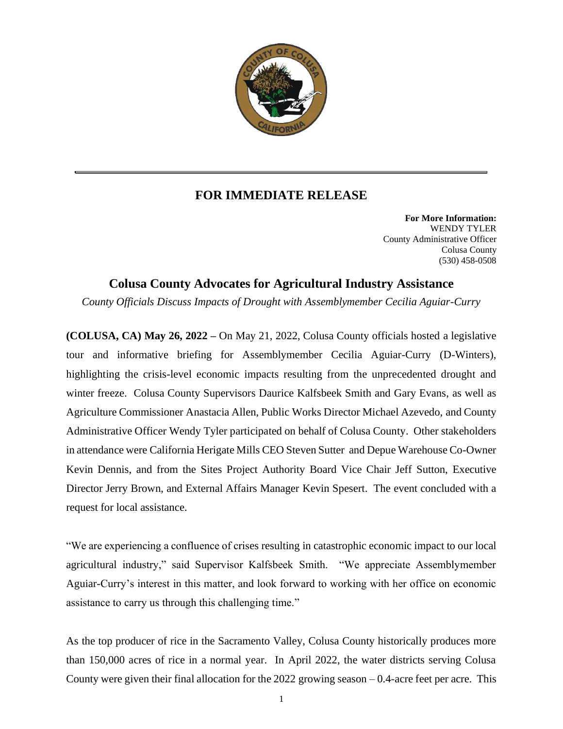## FOR IMMEDIATE RELEASE

**For More Information:**
WENDY TYLER
County Administrative Officer
Colusa County
(530) 458-0508

# Colusa County Advocates for Agricultural Industry Assistance

*County Officials Discuss Impacts of Drought with Assemblymember Cecilia Aguiar-Curry*

**(COLUSA, CA) May 26, 2022 –** On May 21, 2022, Colusa County officials hosted a legislative tour and informative briefing for Assemblymember Cecilia Aguiar-Curry (D-Winters), highlighting the crisis-level economic impacts resulting from the unprecedented drought and winter freeze. Colusa County Supervisors Daurice Kalfsbeek Smith and Gary Evans, as well as Agriculture Commissioner Anastacia Allen, Public Works Director Michael Azevedo, and County Administrative Officer Wendy Tyler participated on behalf of Colusa County. Other stakeholders in attendance were California Herigate Mills CEO Steven Sutter and Depue Warehouse Co-Owner Kevin Dennis, and from the Sites Project Authority Board Vice Chair Jeff Sutton, Executive Director Jerry Brown, and External Affairs Manager Kevin Spesert. The event concluded with a request for local assistance.

"We are experiencing a confluence of crises resulting in catastrophic economic impact to our local agricultural industry," said Supervisor Kalfsbeek Smith. "We appreciate Assemblymember Aguiar-Curry's interest in this matter, and look forward to working with her office on economic assistance to carry us through this challenging time."

As the top producer of rice in the Sacramento Valley, Colusa County historically produces more than 150,000 acres of rice in a normal year. In April 2022, the water districts serving Colusa County were given their final allocation for the 2022 growing season – 0.4-acre feet per acre. This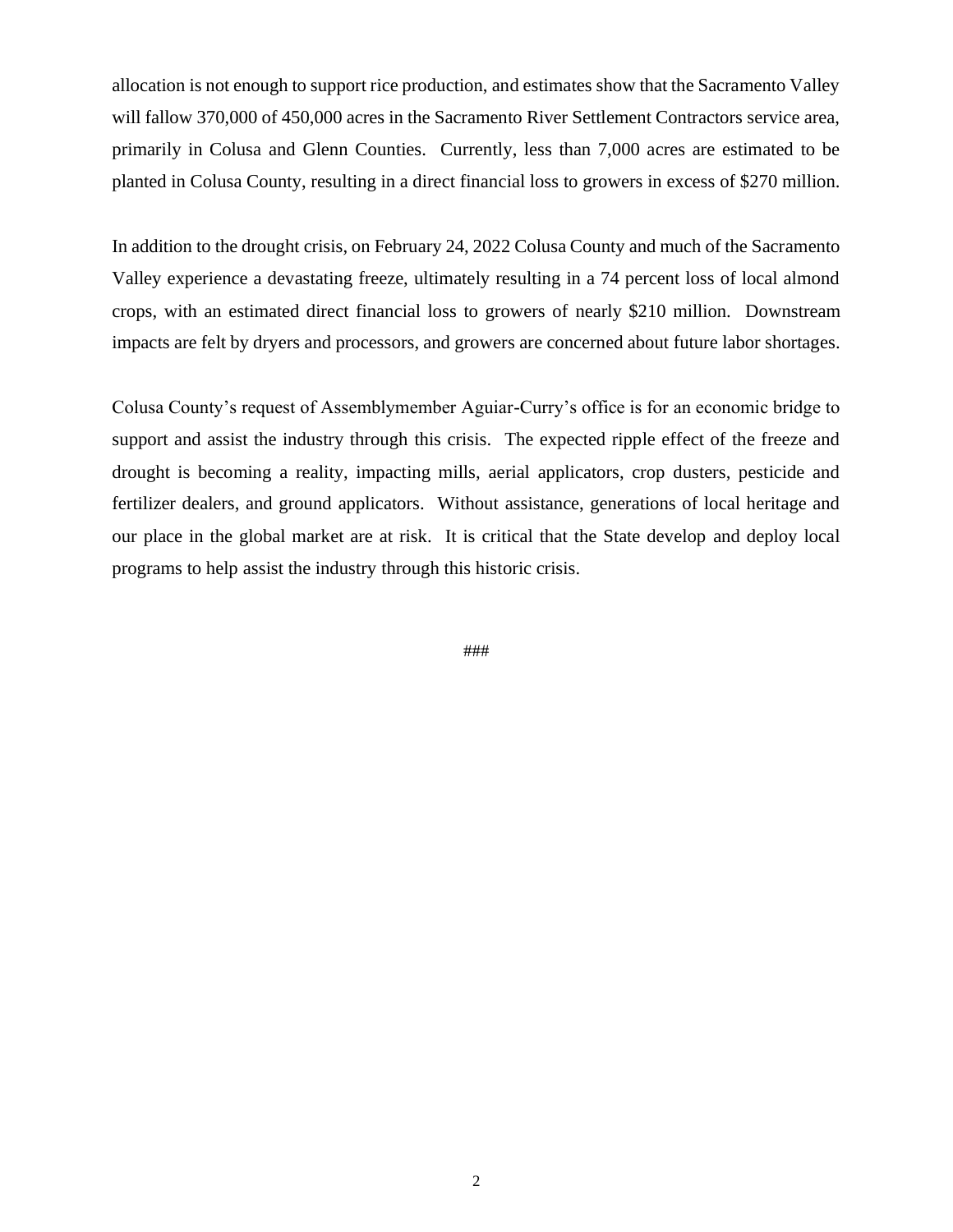allocation is not enough to support rice production, and estimates show that the Sacramento Valley will fallow 370,000 of 450,000 acres in the Sacramento River Settlement Contractors service area, primarily in Colusa and Glenn Counties. Currently, less than 7,000 acres are estimated to be planted in Colusa County, resulting in a direct financial loss to growers in excess of $270 million.

In addition to the drought crisis, on February 24, 2022 Colusa County and much of the Sacramento Valley experience a devastating freeze, ultimately resulting in a 74 percent loss of local almond crops, with an estimated direct financial loss to growers of nearly $210 million. Downstream impacts are felt by dryers and processors, and growers are concerned about future labor shortages.

Colusa County's request of Assemblymember Aguiar-Curry's office is for an economic bridge to support and assist the industry through this crisis. The expected ripple effect of the freeze and drought is becoming a reality, impacting mills, aerial applicators, crop dusters, pesticide and fertilizer dealers, and ground applicators. Without assistance, generations of local heritage and our place in the global market are at risk. It is critical that the State develop and deploy local programs to help assist the industry through this historic crisis.

###